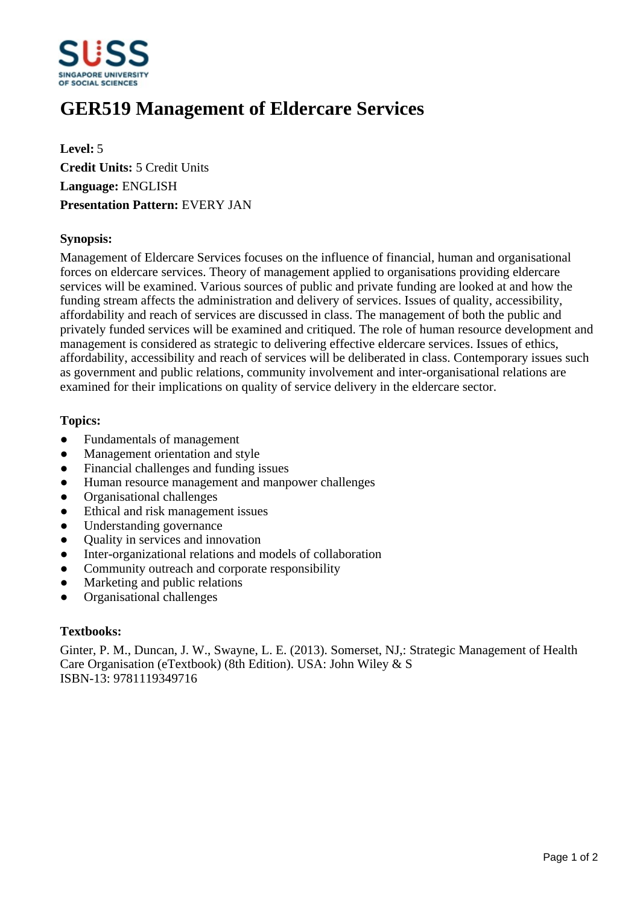# GER519 Management of Eldercare Services

**Level:** 5
**Credit Units:** 5 Credit Units
**Language:** ENGLISH
**Presentation Pattern:** EVERY JAN

### Synopsis:

Management of Eldercare Services focuses on the influence of financial, human and organisational forces on eldercare services. Theory of management applied to organisations providing eldercare services will be examined. Various sources of public and private funding are looked at and how the funding stream affects the administration and delivery of services. Issues of quality, accessibility, affordability and reach of services are discussed in class. The management of both the public and privately funded services will be examined and critiqued. The role of human resource development and management is considered as strategic to delivering effective eldercare services. Issues of ethics, affordability, accessibility and reach of services will be deliberated in class. Contemporary issues such as government and public relations, community involvement and inter-organisational relations are examined for their implications on quality of service delivery in the eldercare sector.

### Topics:

- Fundamentals of management
- Management orientation and style
- Financial challenges and funding issues
- Human resource management and manpower challenges
- Organisational challenges
- Ethical and risk management issues
- Understanding governance
- Quality in services and innovation
- Inter-organizational relations and models of collaboration
- Community outreach and corporate responsibility
- Marketing and public relations
- Organisational challenges

### Textbooks:

Ginter, P. M., Duncan, J. W., Swayne, L. E. (2013). Somerset, NJ,: Strategic Management of Health Care Organisation (eTextbook) (8th Edition). USA: John Wiley & S
ISBN-13: 9781119349716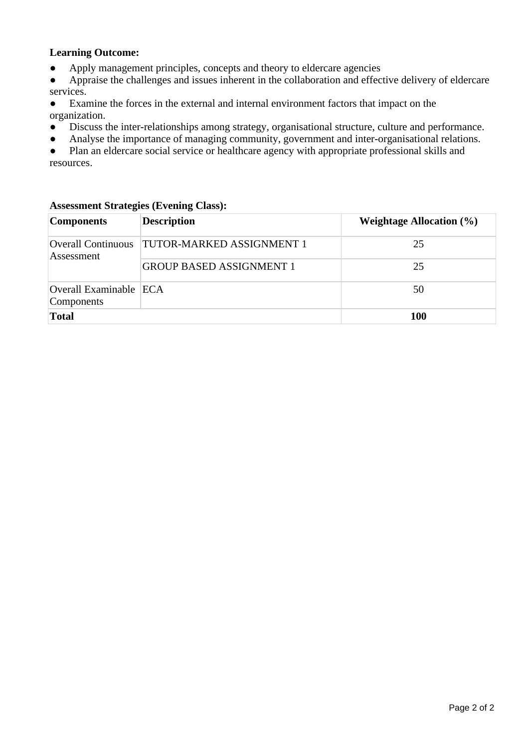**Learning Outcome:**

- Apply management principles, concepts and theory to eldercare agencies
- Appraise the challenges and issues inherent in the collaboration and effective delivery of eldercare services.
- Examine the forces in the external and internal environment factors that impact on the organization.
- Discuss the inter-relationships among strategy, organisational structure, culture and performance.
- Analyse the importance of managing community, government and inter-organisational relations.
- Plan an eldercare social service or healthcare agency with appropriate professional skills and resources.

**Assessment Strategies (Evening Class):**

| **Components** | **Description** | **Weightage Allocation (%)** |
|---|---|---|
| Overall Continuous Assessment | TUTOR-MARKED ASSIGNMENT 1 | 25 |
| | GROUP BASED ASSIGNMENT 1 | 25 |
| Overall Examinable Components | ECA | 50 |
| **Total** | | **100** |